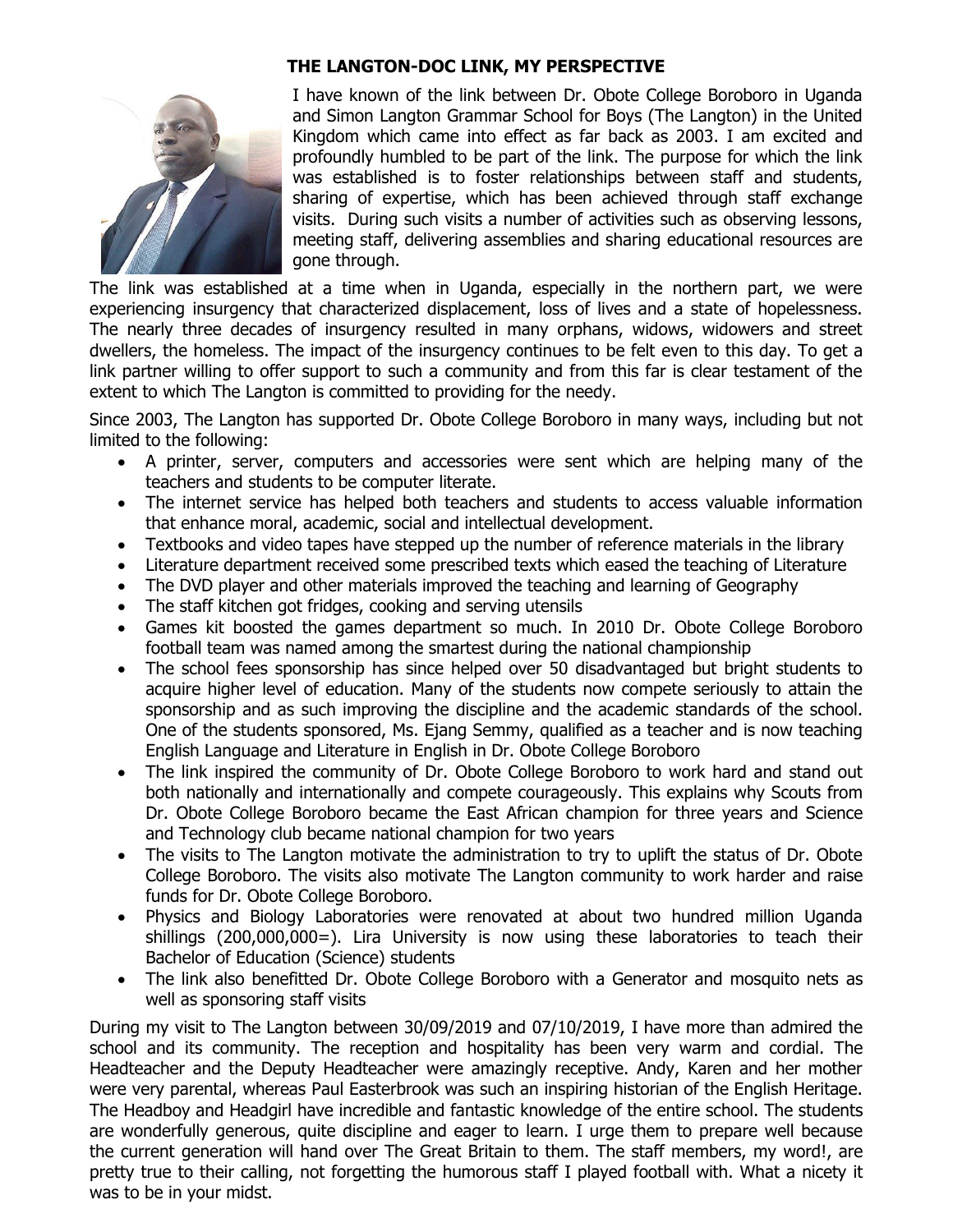## THE LANGTON-DOC LINK, MY PERSPECTIVE

I have known of the link between Dr. Obote College Boroboro in Uganda and Simon Langton Grammar School for Boys (The Langton) in the United Kingdom which came into effect as far back as 2003. I am excited and profoundly humbled to be part of the link. The purpose for which the link was established is to foster relationships between staff and students, sharing of expertise, which has been achieved through staff exchange visits. During such visits a number of activities such as observing lessons, meeting staff, delivering assemblies and sharing educational resources are gone through.

The link was established at a time when in Uganda, especially in the northern part, we were experiencing insurgency that characterized displacement, loss of lives and a state of hopelessness. The nearly three decades of insurgency resulted in many orphans, widows, widowers and street dwellers, the homeless. The impact of the insurgency continues to be felt even to this day. To get a link partner willing to offer support to such a community and from this far is clear testament of the extent to which The Langton is committed to providing for the needy.

Since 2003, The Langton has supported Dr. Obote College Boroboro in many ways, including but not limited to the following:

- A printer, server, computers and accessories were sent which are helping many of the teachers and students to be computer literate.
- The internet service has helped both teachers and students to access valuable information that enhance moral, academic, social and intellectual development.
- Textbooks and video tapes have stepped up the number of reference materials in the library
- Literature department received some prescribed texts which eased the teaching of Literature
- The DVD player and other materials improved the teaching and learning of Geography
- The staff kitchen got fridges, cooking and serving utensils
- Games kit boosted the games department so much. In 2010 Dr. Obote College Boroboro football team was named among the smartest during the national championship
- The school fees sponsorship has since helped over 50 disadvantaged but bright students to acquire higher level of education. Many of the students now compete seriously to attain the sponsorship and as such improving the discipline and the academic standards of the school. One of the students sponsored, Ms. Ejang Semmy, qualified as a teacher and is now teaching English Language and Literature in English in Dr. Obote College Boroboro
- The link inspired the community of Dr. Obote College Boroboro to work hard and stand out both nationally and internationally and compete courageously. This explains why Scouts from Dr. Obote College Boroboro became the East African champion for three years and Science and Technology club became national champion for two years
- The visits to The Langton motivate the administration to try to uplift the status of Dr. Obote College Boroboro. The visits also motivate The Langton community to work harder and raise funds for Dr. Obote College Boroboro.
- Physics and Biology Laboratories were renovated at about two hundred million Uganda shillings (200,000,000=). Lira University is now using these laboratories to teach their Bachelor of Education (Science) students
- The link also benefitted Dr. Obote College Boroboro with a Generator and mosquito nets as well as sponsoring staff visits

During my visit to The Langton between 30/09/2019 and 07/10/2019, I have more than admired the school and its community. The reception and hospitality has been very warm and cordial. The Headteacher and the Deputy Headteacher were amazingly receptive. Andy, Karen and her mother were very parental, whereas Paul Easterbrook was such an inspiring historian of the English Heritage. The Headboy and Headgirl have incredible and fantastic knowledge of the entire school. The students are wonderfully generous, quite discipline and eager to learn. I urge them to prepare well because the current generation will hand over The Great Britain to them. The staff members, my word!, are pretty true to their calling, not forgetting the humorous staff I played football with. What a nicety it was to be in your midst.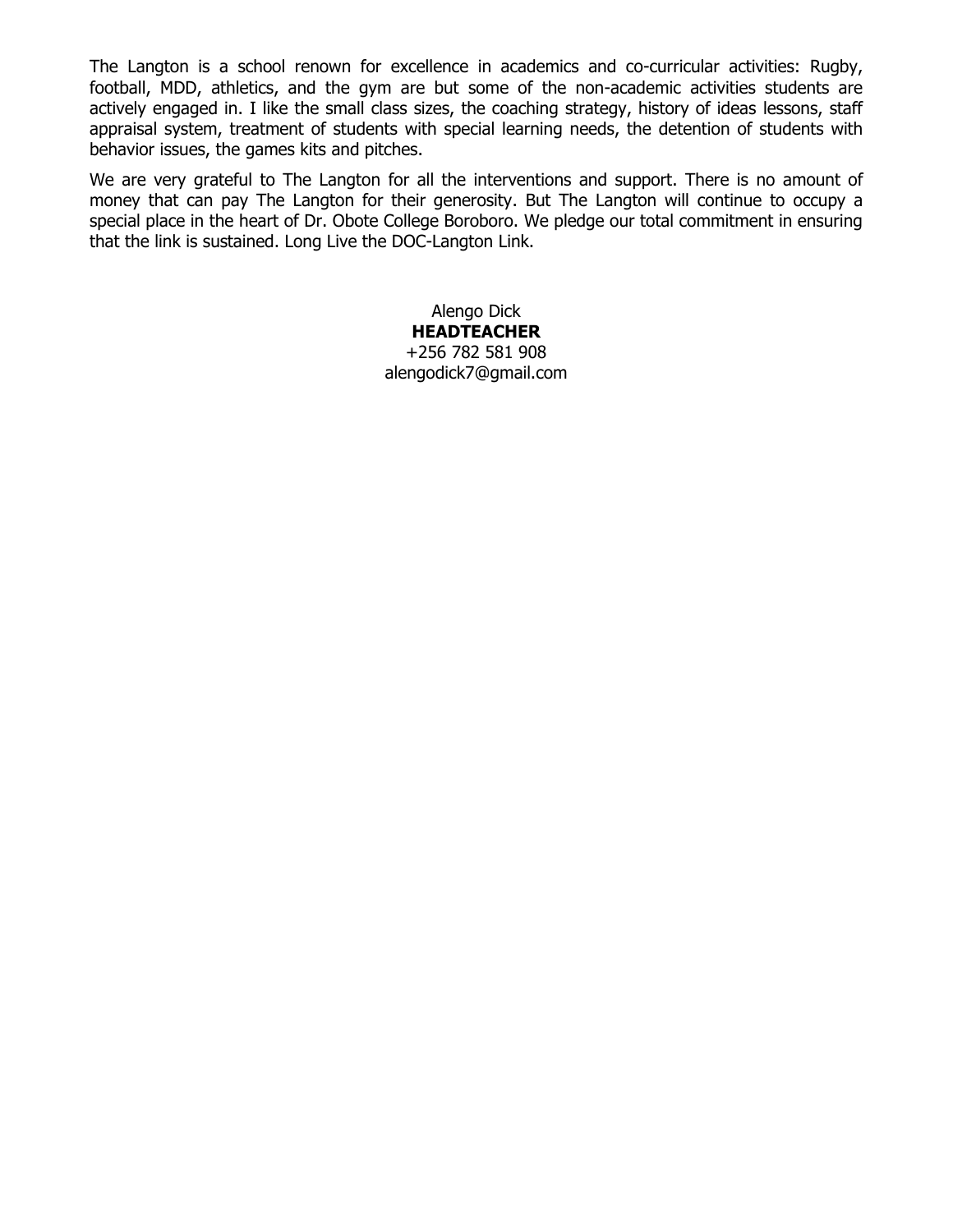The Langton is a school renown for excellence in academics and co-curricular activities: Rugby, football, MDD, athletics, and the gym are but some of the non-academic activities students are actively engaged in. I like the small class sizes, the coaching strategy, history of ideas lessons, staff appraisal system, treatment of students with special learning needs, the detention of students with behavior issues, the games kits and pitches.

We are very grateful to The Langton for all the interventions and support. There is no amount of money that can pay The Langton for their generosity. But The Langton will continue to occupy a special place in the heart of Dr. Obote College Boroboro. We pledge our total commitment in ensuring that the link is sustained. Long Live the DOC-Langton Link.

Alengo Dick
**HEADTEACHER**
+256 782 581 908
alengodick7@gmail.com